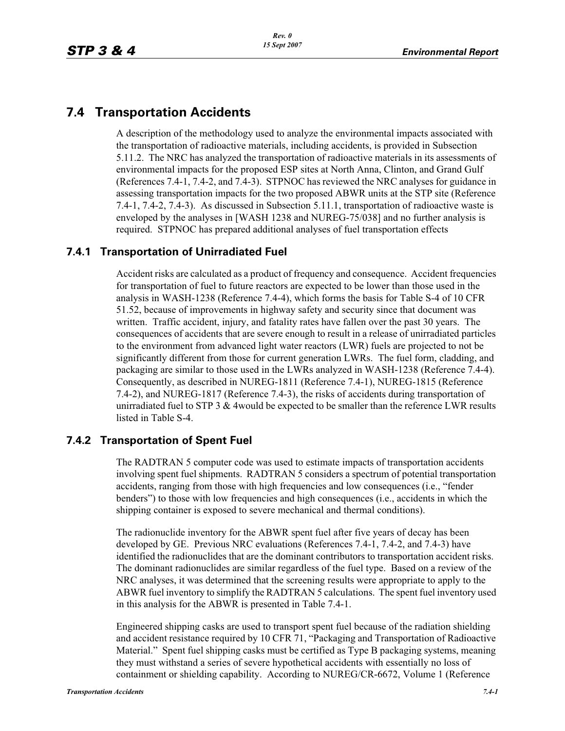# 7.4 Transportation Accidents

A description of the methodology used to analyze the environmental impacts associated with the transportation of radioactive materials, including accidents, is provided in Subsection 5.11.2. The NRC has analyzed the transportation of radioactive materials in its assessments of environmental impacts for the proposed ESP sites at North Anna, Clinton, and Grand Gulf (References 7.4-1, 7.4-2, and 7.4-3). STPNOC has reviewed the NRC analyses for guidance in assessing transportation impacts for the two proposed ABWR units at the STP site (Reference 7.4-1, 7.4-2, 7.4-3). As discussed in Subsection 5.11.1, transportation of radioactive waste is enveloped by the analyses in [WASH 1238 and NUREG-75/038] and no further analysis is required. STPNOC has prepared additional analyses of fuel transportation effects

## 7.4.1 Transportation of Unirradiated Fuel

Accident risks are calculated as a product of frequency and consequence. Accident frequencies for transportation of fuel to future reactors are expected to be lower than those used in the analysis in WASH-1238 (Reference 7.4-4), which forms the basis for Table S-4 of 10 CFR 51.52, because of improvements in highway safety and security since that document was written. Traffic accident, injury, and fatality rates have fallen over the past 30 years. The consequences of accidents that are severe enough to result in a release of unirradiated particles to the environment from advanced light water reactors (LWR) fuels are projected to not be significantly different from those for current generation LWRs. The fuel form, cladding, and packaging are similar to those used in the LWRs analyzed in WASH-1238 (Reference 7.4-4). Consequently, as described in NUREG-1811 (Reference 7.4-1), NUREG-1815 (Reference 7.4-2), and NUREG-1817 (Reference 7.4-3), the risks of accidents during transportation of unirradiated fuel to STP 3 & 4would be expected to be smaller than the reference LWR results listed in Table S-4.

## 7.4.2 Transportation of Spent Fuel

The RADTRAN 5 computer code was used to estimate impacts of transportation accidents involving spent fuel shipments. RADTRAN 5 considers a spectrum of potential transportation accidents, ranging from those with high frequencies and low consequences (i.e., "fender benders") to those with low frequencies and high consequences (i.e., accidents in which the shipping container is exposed to severe mechanical and thermal conditions).

The radionuclide inventory for the ABWR spent fuel after five years of decay has been developed by GE. Previous NRC evaluations (References 7.4-1, 7.4-2, and 7.4-3) have identified the radionuclides that are the dominant contributors to transportation accident risks. The dominant radionuclides are similar regardless of the fuel type. Based on a review of the NRC analyses, it was determined that the screening results were appropriate to apply to the ABWR fuel inventory to simplify the RADTRAN 5 calculations. The spent fuel inventory used in this analysis for the ABWR is presented in Table 7.4-1.

Engineered shipping casks are used to transport spent fuel because of the radiation shielding and accident resistance required by 10 CFR 71, "Packaging and Transportation of Radioactive Material." Spent fuel shipping casks must be certified as Type B packaging systems, meaning they must withstand a series of severe hypothetical accidents with essentially no loss of containment or shielding capability. According to NUREG/CR-6672, Volume 1 (Reference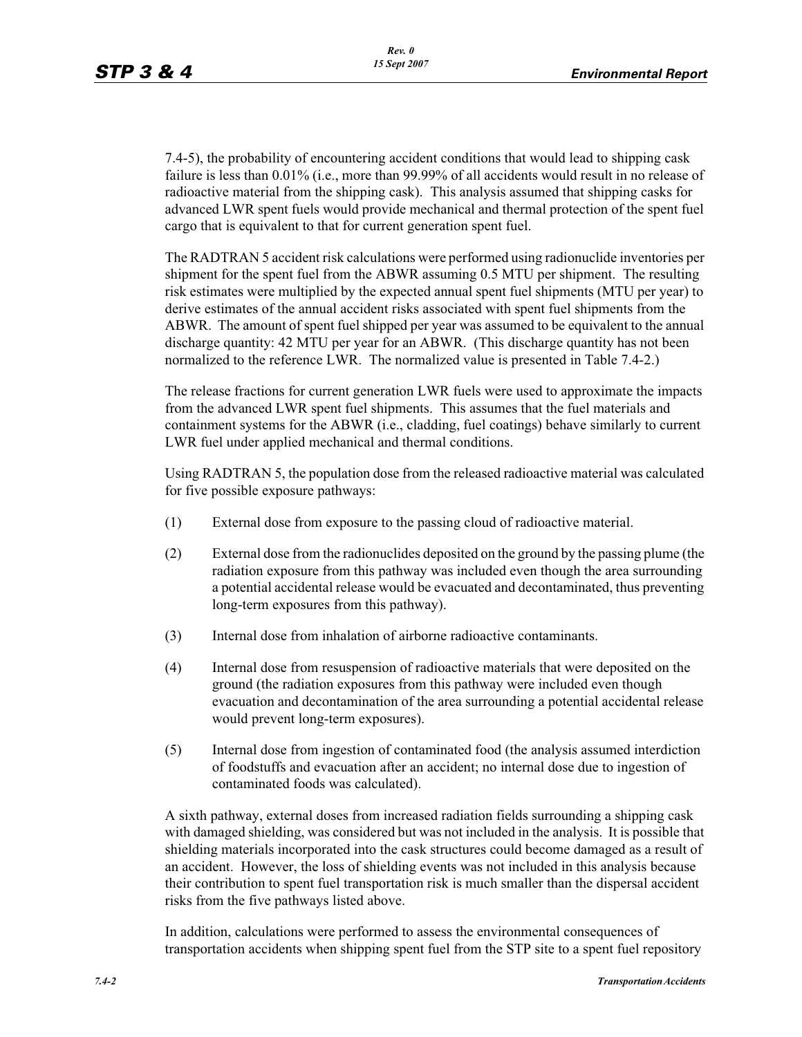7.4-5), the probability of encountering accident conditions that would lead to shipping cask failure is less than 0.01% (i.e., more than 99.99% of all accidents would result in no release of radioactive material from the shipping cask). This analysis assumed that shipping casks for advanced LWR spent fuels would provide mechanical and thermal protection of the spent fuel cargo that is equivalent to that for current generation spent fuel.

The RADTRAN 5 accident risk calculations were performed using radionuclide inventories per shipment for the spent fuel from the ABWR assuming 0.5 MTU per shipment. The resulting risk estimates were multiplied by the expected annual spent fuel shipments (MTU per year) to derive estimates of the annual accident risks associated with spent fuel shipments from the ABWR. The amount of spent fuel shipped per year was assumed to be equivalent to the annual discharge quantity: 42 MTU per year for an ABWR. (This discharge quantity has not been normalized to the reference LWR. The normalized value is presented in Table 7.4-2.)

The release fractions for current generation LWR fuels were used to approximate the impacts from the advanced LWR spent fuel shipments. This assumes that the fuel materials and containment systems for the ABWR (i.e., cladding, fuel coatings) behave similarly to current LWR fuel under applied mechanical and thermal conditions.

Using RADTRAN 5, the population dose from the released radioactive material was calculated for five possible exposure pathways:

(1) External dose from exposure to the passing cloud of radioactive material.

(2) External dose from the radionuclides deposited on the ground by the passing plume (the radiation exposure from this pathway was included even though the area surrounding a potential accidental release would be evacuated and decontaminated, thus preventing long-term exposures from this pathway).

(3) Internal dose from inhalation of airborne radioactive contaminants.

(4) Internal dose from resuspension of radioactive materials that were deposited on the ground (the radiation exposures from this pathway were included even though evacuation and decontamination of the area surrounding a potential accidental release would prevent long-term exposures).

(5) Internal dose from ingestion of contaminated food (the analysis assumed interdiction of foodstuffs and evacuation after an accident; no internal dose due to ingestion of contaminated foods was calculated).

A sixth pathway, external doses from increased radiation fields surrounding a shipping cask with damaged shielding, was considered but was not included in the analysis. It is possible that shielding materials incorporated into the cask structures could become damaged as a result of an accident. However, the loss of shielding events was not included in this analysis because their contribution to spent fuel transportation risk is much smaller than the dispersal accident risks from the five pathways listed above.

In addition, calculations were performed to assess the environmental consequences of transportation accidents when shipping spent fuel from the STP site to a spent fuel repository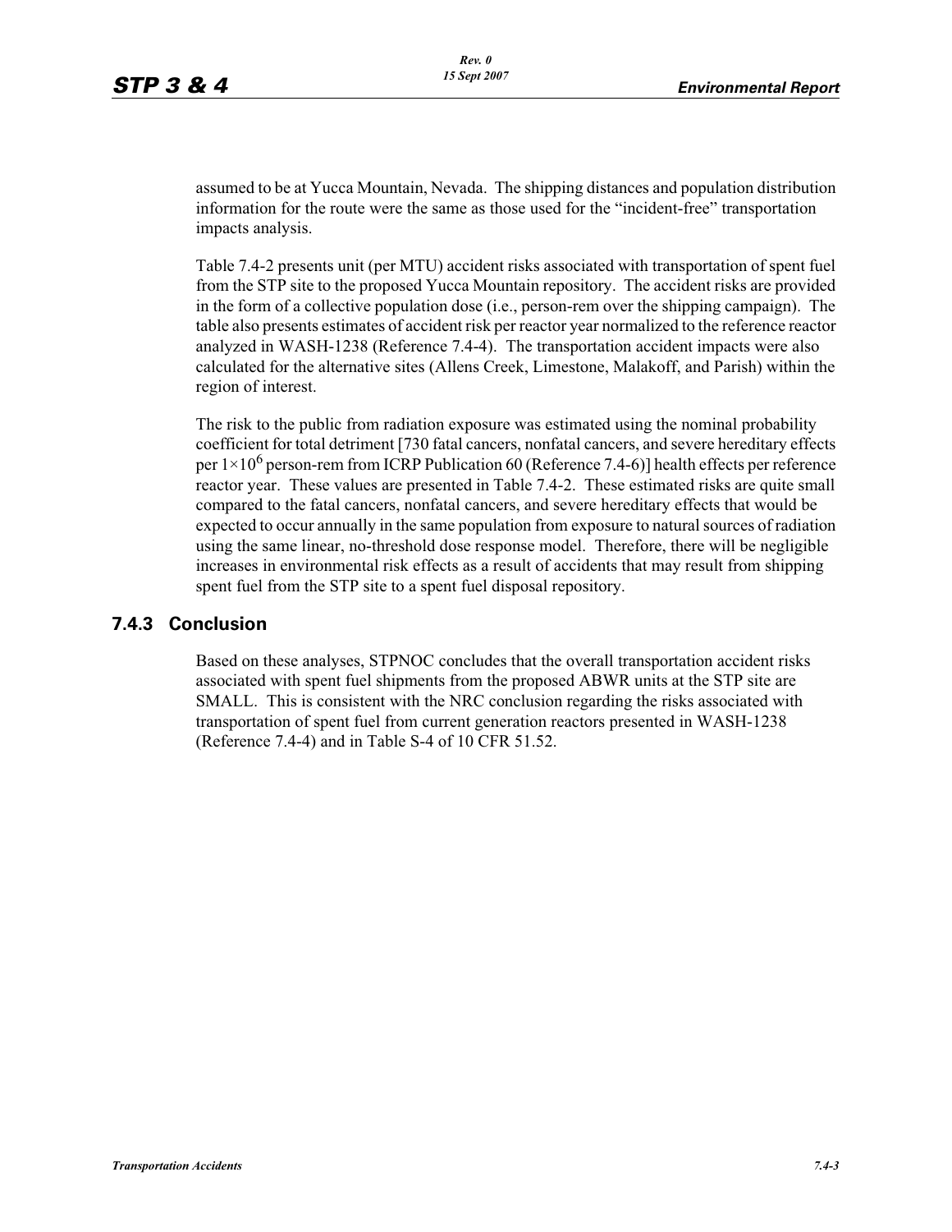assumed to be at Yucca Mountain, Nevada. The shipping distances and population distribution information for the route were the same as those used for the "incident-free" transportation impacts analysis.

Table 7.4-2 presents unit (per MTU) accident risks associated with transportation of spent fuel from the STP site to the proposed Yucca Mountain repository. The accident risks are provided in the form of a collective population dose (i.e., person-rem over the shipping campaign). The table also presents estimates of accident risk per reactor year normalized to the reference reactor analyzed in WASH-1238 (Reference 7.4-4). The transportation accident impacts were also calculated for the alternative sites (Allens Creek, Limestone, Malakoff, and Parish) within the region of interest.

The risk to the public from radiation exposure was estimated using the nominal probability coefficient for total detriment [730 fatal cancers, nonfatal cancers, and severe hereditary effects per $1 \times 10^6$ person-rem from ICRP Publication 60 (Reference 7.4-6)] health effects per reference reactor year. These values are presented in Table 7.4-2. These estimated risks are quite small compared to the fatal cancers, nonfatal cancers, and severe hereditary effects that would be expected to occur annually in the same population from exposure to natural sources of radiation using the same linear, no-threshold dose response model. Therefore, there will be negligible increases in environmental risk effects as a result of accidents that may result from shipping spent fuel from the STP site to a spent fuel disposal repository.

## 7.4.3 Conclusion

Based on these analyses, STPNOC concludes that the overall transportation accident risks associated with spent fuel shipments from the proposed ABWR units at the STP site are SMALL. This is consistent with the NRC conclusion regarding the risks associated with transportation of spent fuel from current generation reactors presented in WASH-1238 (Reference 7.4-4) and in Table S-4 of 10 CFR 51.52.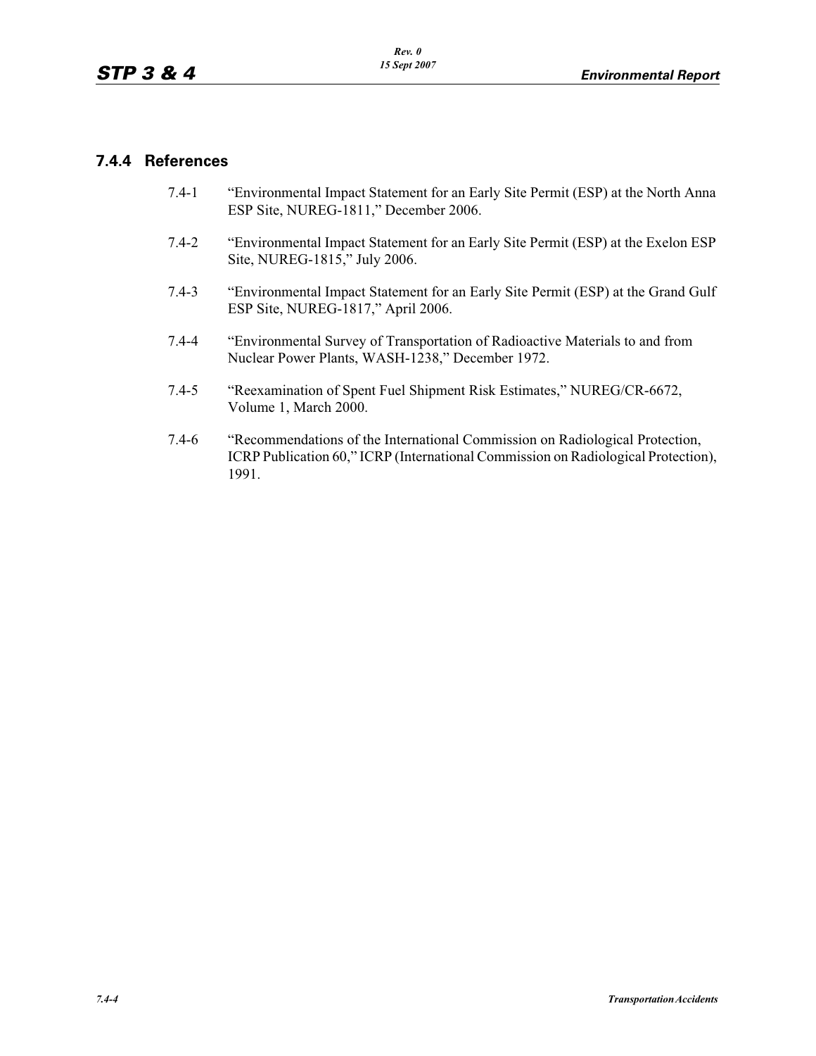### 7.4.4 References

7.4-1 "Environmental Impact Statement for an Early Site Permit (ESP) at the North Anna ESP Site, NUREG-1811," December 2006.

7.4-2 "Environmental Impact Statement for an Early Site Permit (ESP) at the Exelon ESP Site, NUREG-1815," July 2006.

7.4-3 "Environmental Impact Statement for an Early Site Permit (ESP) at the Grand Gulf ESP Site, NUREG-1817," April 2006.

7.4-4 "Environmental Survey of Transportation of Radioactive Materials to and from Nuclear Power Plants, WASH-1238," December 1972.

7.4-5 "Reexamination of Spent Fuel Shipment Risk Estimates," NUREG/CR-6672, Volume 1, March 2000.

7.4-6 "Recommendations of the International Commission on Radiological Protection, ICRP Publication 60," ICRP (International Commission on Radiological Protection), 1991.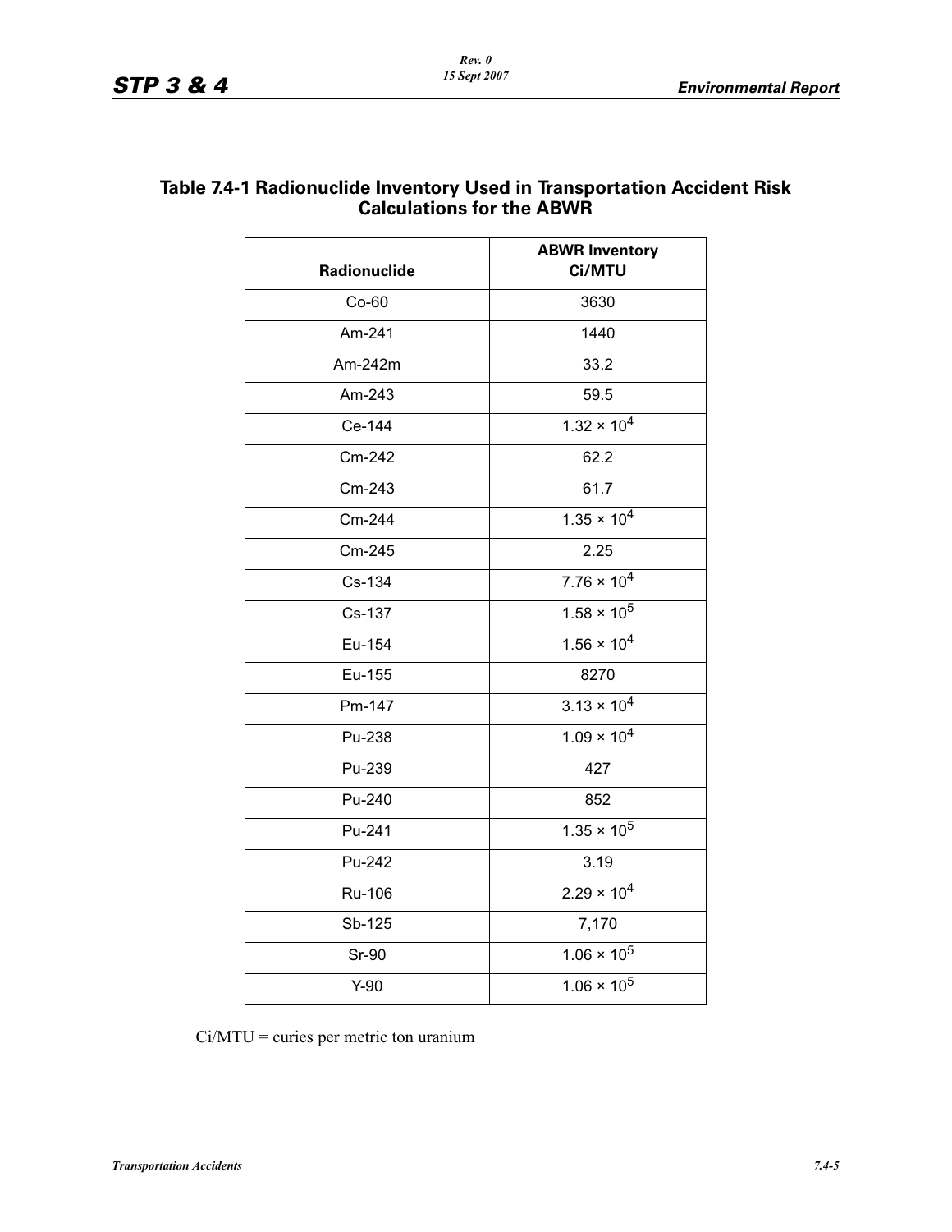## Table 7.4-1 Radionuclide Inventory Used in Transportation Accident Risk Calculations for the ABWR

| Radionuclide | ABWR Inventory Ci/MTU |
|---|---|
| Co-60 | 3630 |
| Am-241 | 1440 |
| Am-242m | 33.2 |
| Am-243 | 59.5 |
| Ce-144 | $1.32 \times 10^4$ |
| Cm-242 | 62.2 |
| Cm-243 | 61.7 |
| Cm-244 | $1.35 \times 10^4$ |
| Cm-245 | 2.25 |
| Cs-134 | $7.76 \times 10^4$ |
| Cs-137 | $1.58 \times 10^5$ |
| Eu-154 | $1.56 \times 10^4$ |
| Eu-155 | 8270 |
| Pm-147 | $3.13 \times 10^4$ |
| Pu-238 | $1.09 \times 10^4$ |
| Pu-239 | 427 |
| Pu-240 | 852 |
| Pu-241 | $1.35 \times 10^5$ |
| Pu-242 | 3.19 |
| Ru-106 | $2.29 \times 10^4$ |
| Sb-125 | 7,170 |
| Sr-90 | $1.06 \times 10^5$ |
| Y-90 | $1.06 \times 10^5$ |

Ci/MTU = curies per metric ton uranium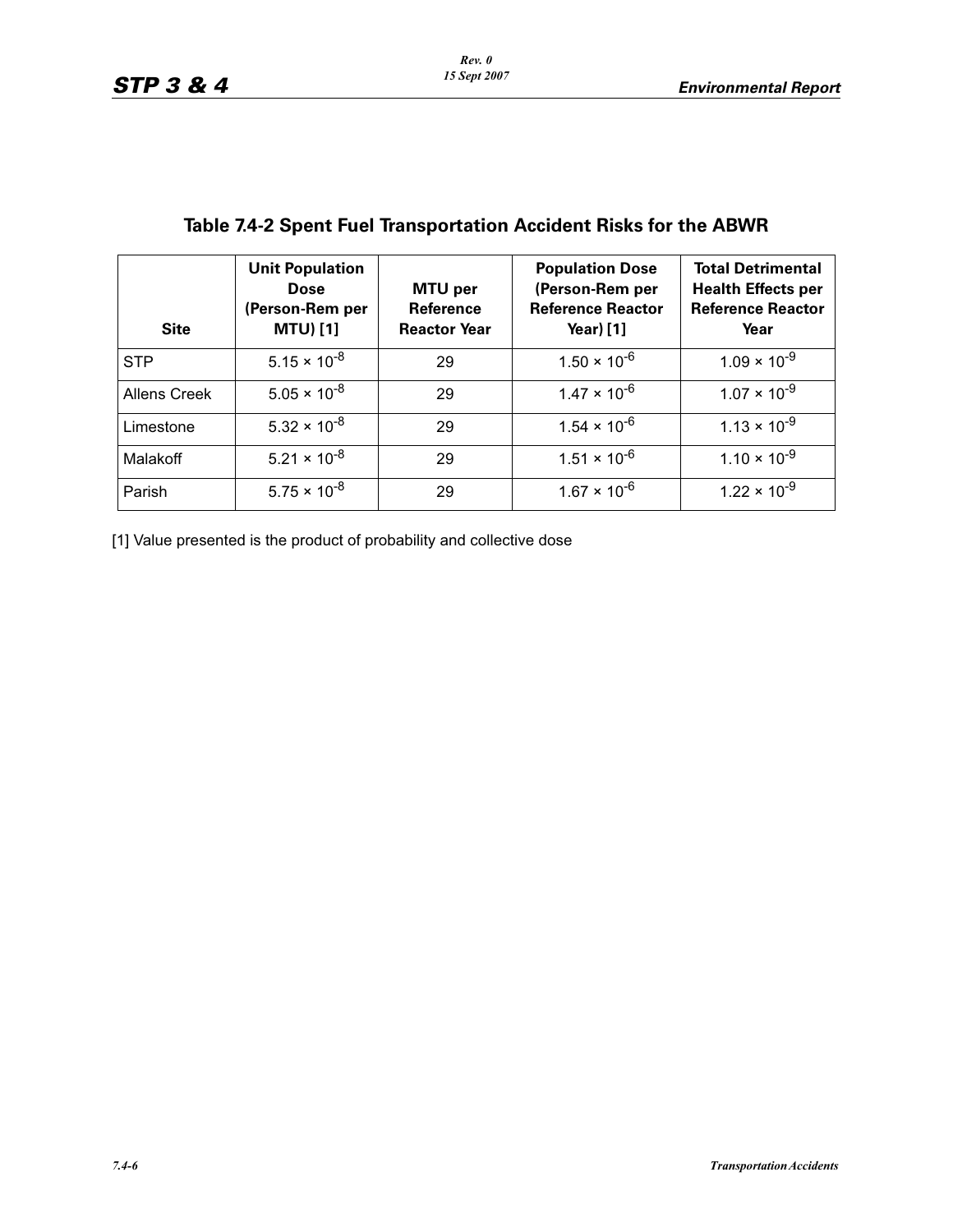## Table 7.4-2 Spent Fuel Transportation Accident Risks for the ABWR

| Site | Unit Population Dose (Person-Rem per MTU) [1] | MTU per Reference Reactor Year | Population Dose (Person-Rem per Reference Reactor Year) [1] | Total Detrimental Health Effects per Reference Reactor Year |
|---|---|---|---|---|
| STP | $5.15 \times 10^{-8}$ | 29 | $1.50 \times 10^{-6}$ | $1.09 \times 10^{-9}$ |
| Allens Creek | $5.05 \times 10^{-8}$ | 29 | $1.47 \times 10^{-6}$ | $1.07 \times 10^{-9}$ |
| Limestone | $5.32 \times 10^{-8}$ | 29 | $1.54 \times 10^{-6}$ | $1.13 \times 10^{-9}$ |
| Malakoff | $5.21 \times 10^{-8}$ | 29 | $1.51 \times 10^{-6}$ | $1.10 \times 10^{-9}$ |
| Parish | $5.75 \times 10^{-8}$ | 29 | $1.67 \times 10^{-6}$ | $1.22 \times 10^{-9}$ |

[1] Value presented is the product of probability and collective dose